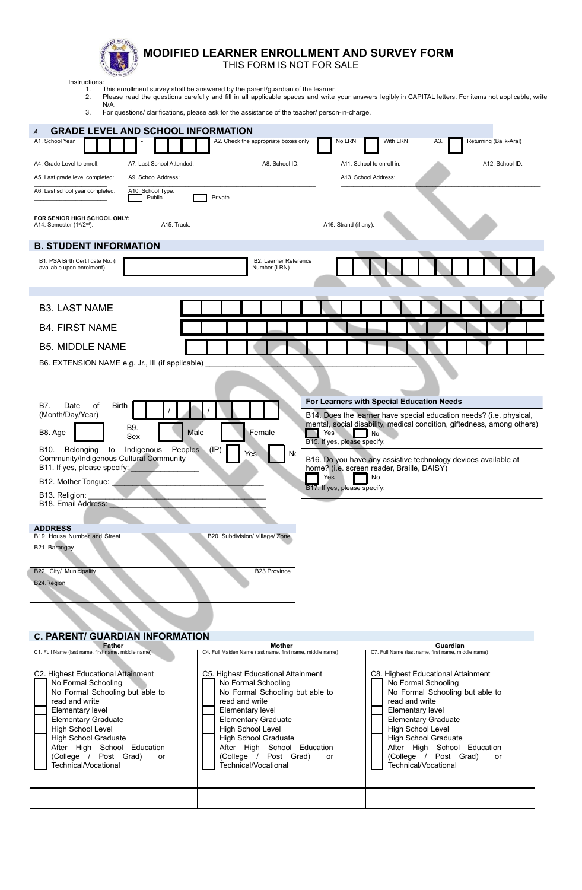# MODIFIED LEARNER ENROLLMENT AND SURVEY FORM

THIS FORM IS NOT FOR SALE

Instructions:

1. This enrollment survey shall be answered by the parent/guardian of the learner.
2. Please read the questions carefully and fill in all applicable spaces and write your answers legibly in CAPITAL letters. For items not applicable, write N/A.
3. For questions/ clarifications, please ask for the assistance of the teacher/ person-in-charge.

## A. GRADE LEVEL AND SCHOOL INFORMATION

A1. School Year ☐☐☐☐ - ☐☐☐☐ A2. Check the appropriate boxes only ☐ No LRN ☐ With LRN A3. ☐ Returning (Balik-Aral)

A4. Grade Level to enroll: ____________________ A7. Last School Attended: ____________________ A8. School ID: ____________________ A11. School to enroll in: ____________________ A12. School ID: ____________________

A5. Last grade level completed: ____________________ A9. School Address: ____________________ A13. School Address: ____________________

A6. Last school year completed: ____________________ A10. School Type: ☐ Public ☐ Private

**FOR SENIOR HIGH SCHOOL ONLY:**

A14. Semester (1st/2nd): ____________________ A15. Track: ____________________ A16. Strand (if any): ____________________

## B. STUDENT INFORMATION

B1. PSA Birth Certificate No. (if available upon enrolment) ☐ B2. Learner Reference Number (LRN) ☐☐☐☐☐☐☐☐☐☐☐☐

B3. LAST NAME ☐☐☐☐☐☐☐☐☐☐☐☐☐☐☐☐☐☐

B4. FIRST NAME ☐☐☐☐☐☐☐☐☐☐☐☐☐☐☐☐☐☐

B5. MIDDLE NAME ☐☐☐☐☐☐☐☐☐☐☐☐☐☐☐☐☐☐

B6. EXTENSION NAME e.g. Jr., III (if applicable) ____________________

B7. Date of Birth (Month/Day/Year) ☐☐ / ☐☐ / ☐☐☐☐

B8. Age ☐ B9. Sex ☐ Male ☐ Female

B10. Belonging to Indigenous Peoples (IP) Community/Indigenous Cultural Community ☐ Yes ☐ No

B11. If yes, please specify: ____________________

B12. Mother Tongue: ____________________

B13. Religion: ____________________

B18. Email Address: ____________________

**For Learners with Special Education Needs**

B14. Does the learner have special education needs? (i.e. physical, mental, social disability, medical condition, giftedness, among others) ☐ Yes ☐ No

B15. If yes, please specify: ____________________

B16. Do you have any assistive technology devices available at home? (i.e. screen reader, Braille, DAISY) ☐ Yes ☐ No

B17. If yes, please specify: ____________________

### ADDRESS

B19. House Number and Street ____________________ B20. Subdivision/ Village/ Zone ____________________

B21. Barangay ____________________

B22. City/ Municipality ____________________ B23.Province ____________________

B24.Region ____________________

## C. PARENT/ GUARDIAN INFORMATION

| Father | Mother | Guardian |
|---|---|---|
| C1. Full Name (last name, first name, middle name) | C4. Full Maiden Name (last name, first name, middle name) | C7. Full Name (last name, first name, middle name) |
| C2. Highest Educational Attainment | C5. Highest Educational Attainment | C8. Highest Educational Attainment |
| ☐ No Formal Schooling | ☐ No Formal Schooling | ☐ No Formal Schooling |
| ☐ No Formal Schooling but able to read and write | ☐ No Formal Schooling but able to read and write | ☐ No Formal Schooling but able to read and write |
| ☐ Elementary level | ☐ Elementary level | ☐ Elementary level |
| ☐ Elementary Graduate | ☐ Elementary Graduate | ☐ Elementary Graduate |
| ☐ High School Level | ☐ High School Level | ☐ High School Level |
| ☐ High School Graduate | ☐ High School Graduate | ☐ High School Graduate |
| ☐ After High School Education (College / Post Grad) or Technical/Vocational | ☐ After High School Education (College / Post Grad) or Technical/Vocational | ☐ After High School Education (College / Post Grad) or Technical/Vocational |
| | | |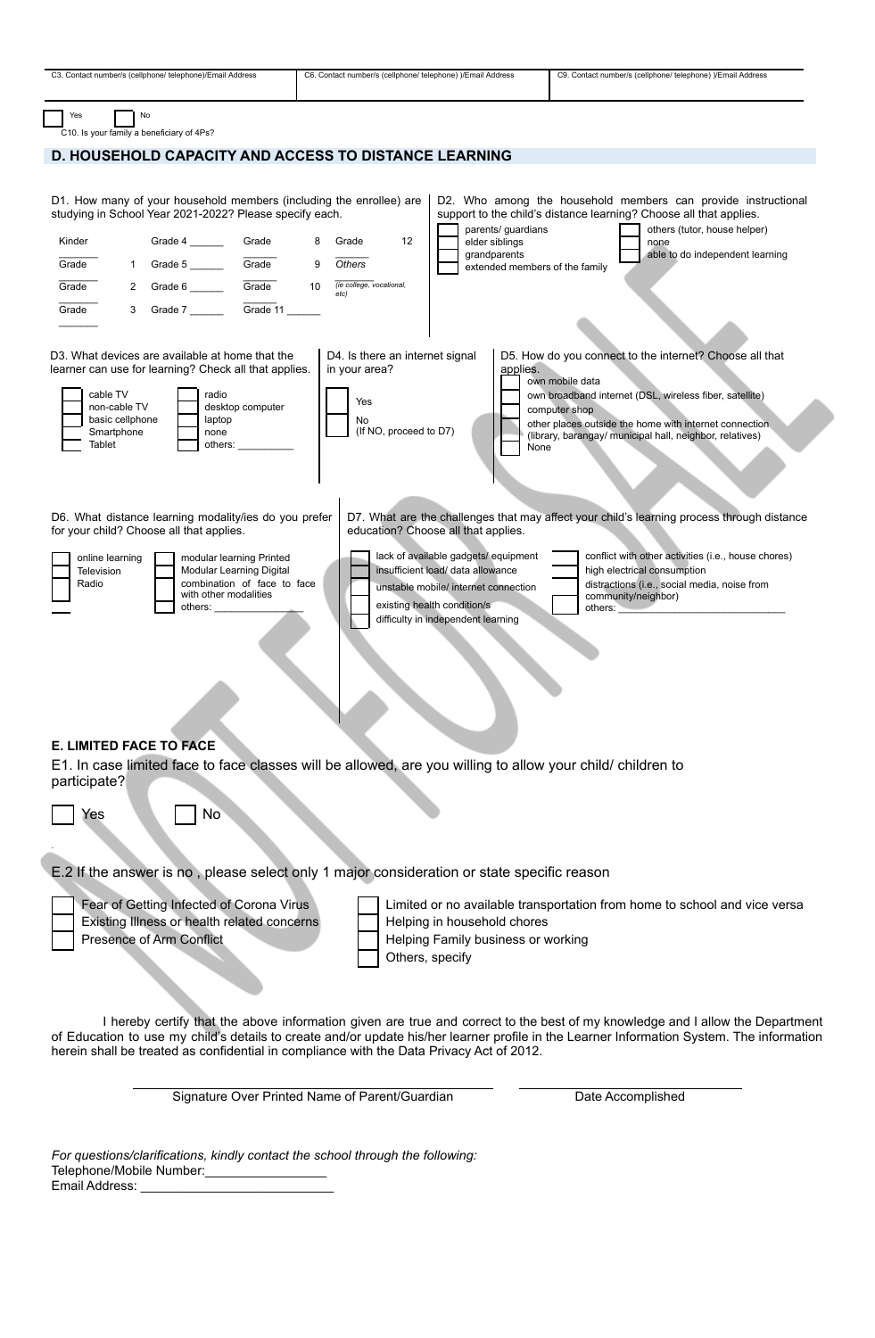| C3. Contact number/s (cellphone/ telephone)/Email Address | C6. Contact number/s (cellphone/ telephone) )/Email Address | C9. Contact number/s (cellphone/ telephone) )/Email Address |
| --- | --- | --- |
| | | |

☐ Yes ☐ No

C10. Is your family a beneficiary of 4Ps?

## D. HOUSEHOLD CAPACITY AND ACCESS TO DISTANCE LEARNING

D1. How many of your household members (including the enrollee) are studying in School Year 2021-2022? Please specify each.

Kinder ______ Grade 4 ______ Grade 8 ______ Grade 12 ______

Grade 1 ______ Grade 5 ______ Grade 9 ______ Others ______ *(ie college, vocational, etc)*

Grade 2 ______ Grade 6 ______ Grade 10 ______

Grade 3 ______ Grade 7 ______ Grade 11 ______

D2. Who among the household members can provide instructional support to the child's distance learning? Choose all that applies.

- ☐ parents/ guardians
- ☐ elder siblings
- ☐ grandparents
- ☐ extended members of the family
- ☐ others (tutor, house helper)
- ☐ none
- ☐ able to do independent learning

D3. What devices are available at home that the learner can use for learning? Check all that applies.

- ☐ cable TV
- ☐ non-cable TV
- ☐ basic cellphone
- ☐ Smartphone
- ☐ Tablet
- ☐ radio
- ☐ desktop computer
- ☐ laptop
- ☐ none
- ☐ others: __________

D4. Is there an internet signal in your area?

- ☐ Yes
- ☐ No (If NO, proceed to D7)

D5. How do you connect to the internet? Choose all that applies.

- ☐ own mobile data
- ☐ own broadband internet (DSL, wireless fiber, satellite)
- ☐ computer shop
- ☐ other places outside the home with internet connection (library, barangay/ municipal hall, neighbor, relatives)
- ☐ None

D6. What distance learning modality/ies do you prefer for your child? Choose all that applies.

- ☐ online learning
- ☐ Television
- ☐ Radio
- ☐ modular learning Printed
- ☐ Modular Learning Digital
- ☐ combination of face to face with other modalities
- ☐ others: _______________

D7. What are the challenges that may affect your child's learning process through distance education? Choose all that applies.

- ☐ lack of available gadgets/ equipment
- ☐ insufficient load/ data allowance
- ☐ unstable mobile/ internet connection
- ☐ existing health condition/s
- ☐ difficulty in independent learning
- ☐ conflict with other activities (i.e., house chores)
- ☐ high electrical consumption
- ☐ distractions (i.e., social media, noise from community/neighbor)
- ☐ others: ____________________________

## E. LIMITED FACE TO FACE

E1. In case limited face to face classes will be allowed, are you willing to allow your child/ children to participate?

☐ Yes ☐ No

E.2 If the answer is no , please select only 1 major consideration or state specific reason

- ☐ Fear of Getting Infected of Corona Virus
- ☐ Existing Illness or health related concerns
- ☐ Presence of Arm Conflict
- ☐ Limited or no available transportation from home to school and vice versa
- ☐ Helping in household chores
- ☐ Helping Family business or working
- ☐ Others, specify

I hereby certify that the above information given are true and correct to the best of my knowledge and I allow the Department of Education to use my child's details to create and/or update his/her learner profile in the Learner Information System. The information herein shall be treated as confidential in compliance with the Data Privacy Act of 2012.

________________________________________ ________________________

Signature Over Printed Name of Parent/Guardian Date Accomplished

*For questions/clarifications, kindly contact the school through the following:*

Telephone/Mobile Number:_________________

Email Address: __________________________

NOT FOR SALE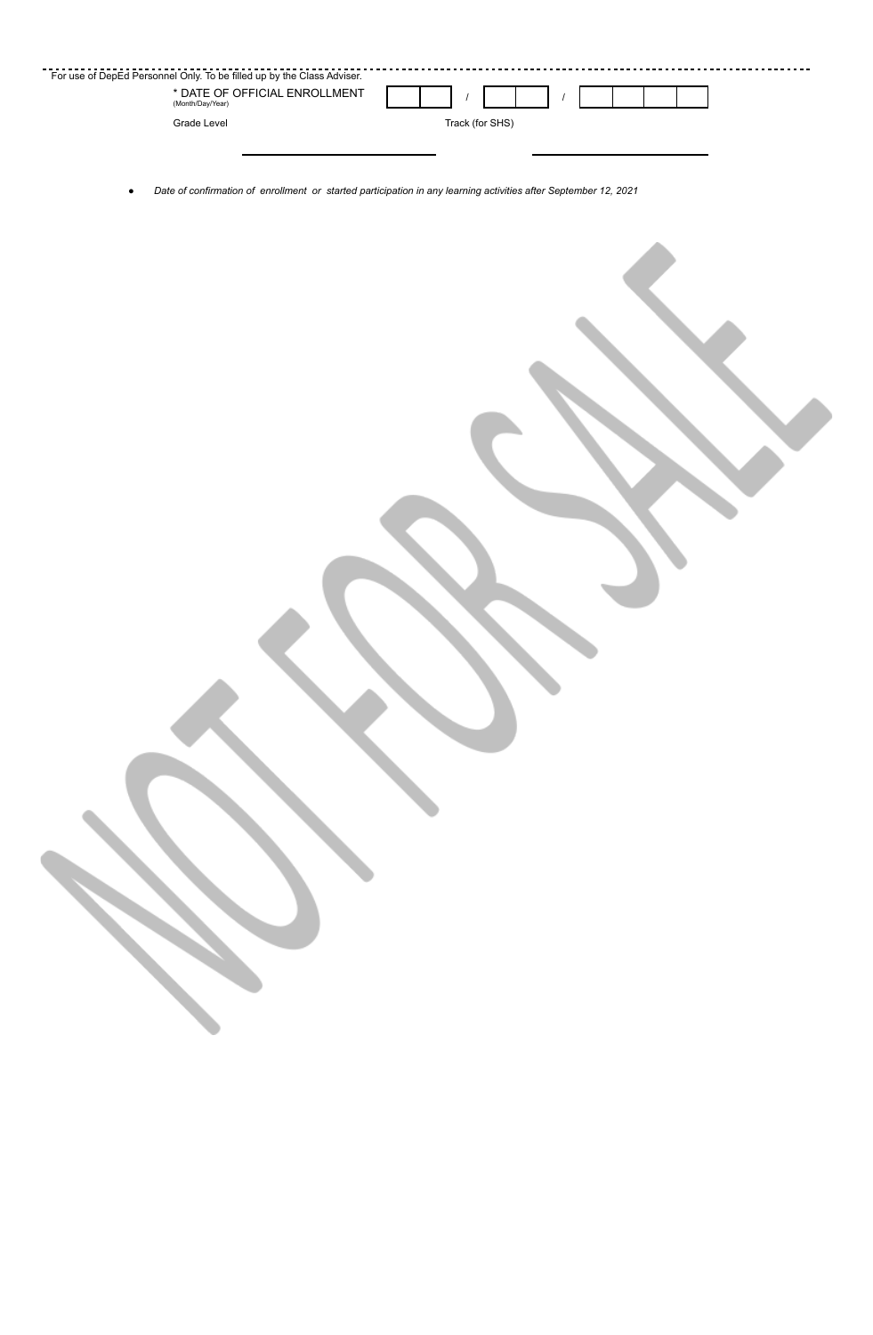For use of DepEd Personnel Only. To be filled up by the Class Adviser.

\* DATE OF OFFICIAL ENROLLMENT
(Month/Day/Year)

| | | | | | | | | | | | |
|---|---|---|---|---|---|---|---|---|---|---|---|
| | | / | | | / | | | | | | |

Grade Level ____________________ Track (for SHS) ____________________

- *Date of confirmation of enrollment or started participation in any learning activities after September 12, 2021*

NOT FOR SALE